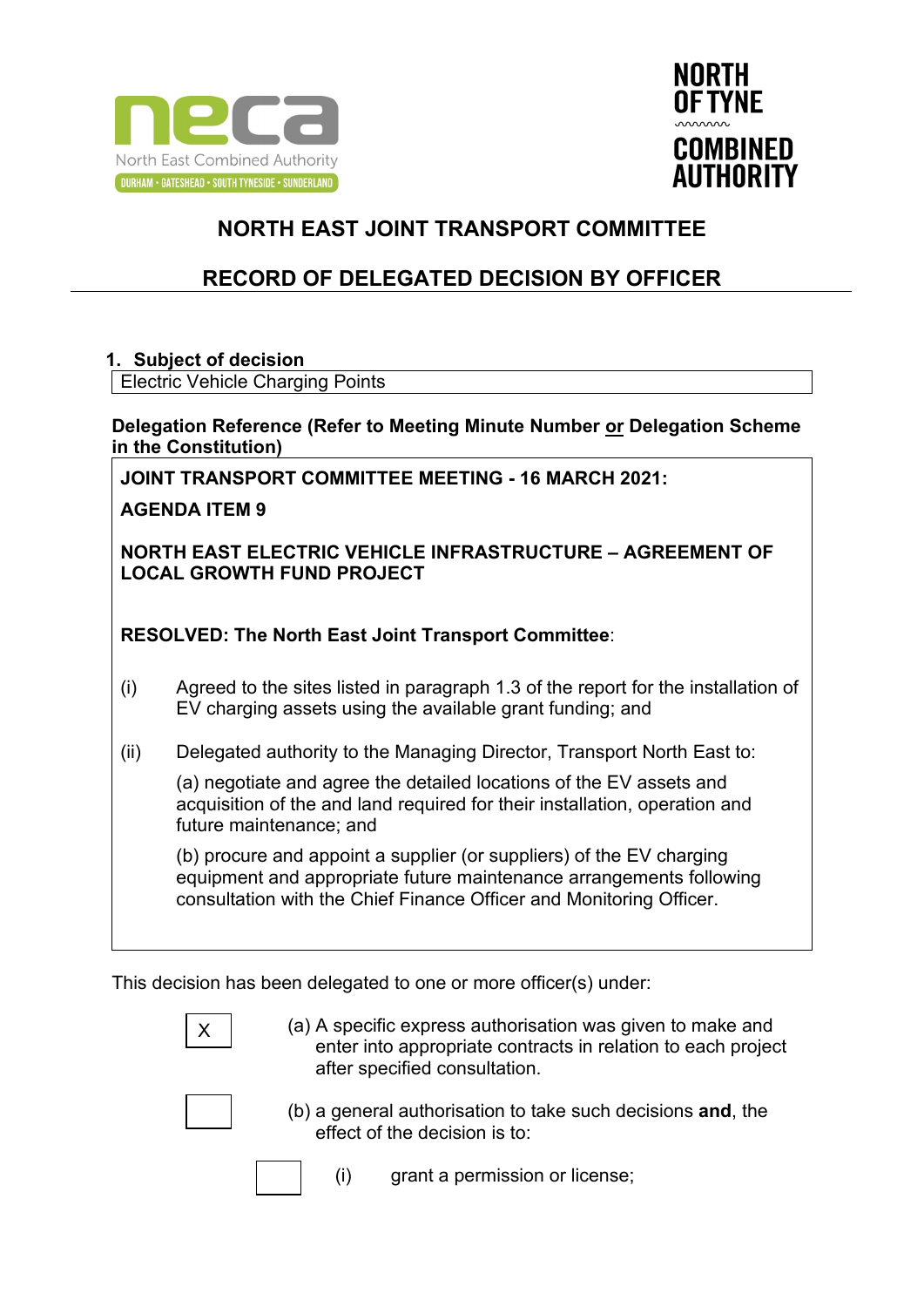# NORTH EAST JOINT TRANSPORT COMMITTEE

## RECORD OF DELEGATED DECISION BY OFFICER

**1. Subject of decision**

Electric Vehicle Charging Points

**Delegation Reference (Refer to Meeting Minute Number or Delegation Scheme in the Constitution)**

**JOINT TRANSPORT COMMITTEE MEETING - 16 MARCH 2021:**

**AGENDA ITEM 9**

**NORTH EAST ELECTRIC VEHICLE INFRASTRUCTURE – AGREEMENT OF LOCAL GROWTH FUND PROJECT**

**RESOLVED: The North East Joint Transport Committee**:

(i) Agreed to the sites listed in paragraph 1.3 of the report for the installation of EV charging assets using the available grant funding; and

(ii) Delegated authority to the Managing Director, Transport North East to:

(a) negotiate and agree the detailed locations of the EV assets and acquisition of the and land required for their installation, operation and future maintenance; and

(b) procure and appoint a supplier (or suppliers) of the EV charging equipment and appropriate future maintenance arrangements following consultation with the Chief Finance Officer and Monitoring Officer.

This decision has been delegated to one or more officer(s) under:

[X] (a) A specific express authorisation was given to make and enter into appropriate contracts in relation to each project after specified consultation.

[ ] (b) a general authorisation to take such decisions **and**, the effect of the decision is to:

[ ] (i) grant a permission or license;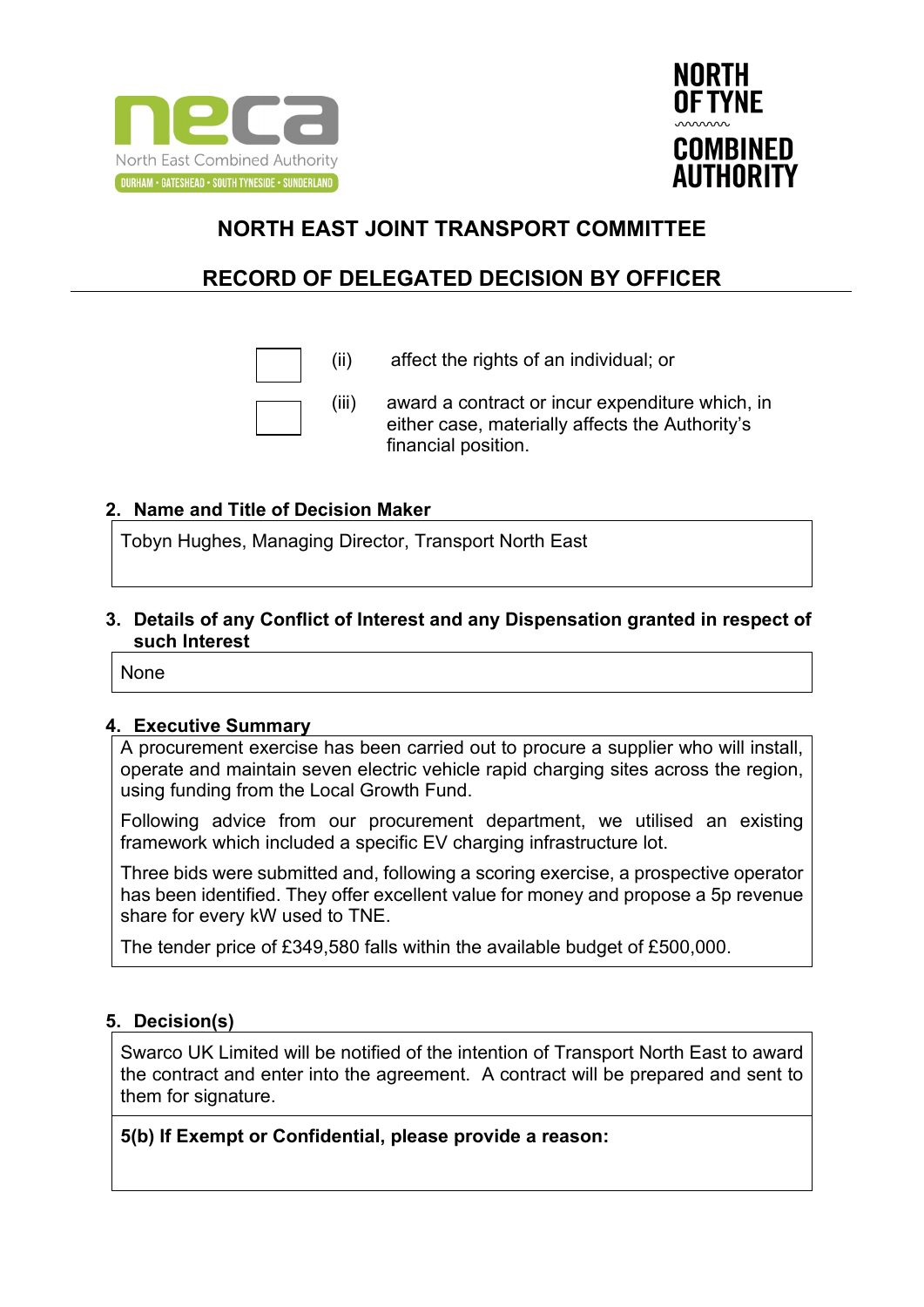# NORTH EAST JOINT TRANSPORT COMMITTEE

## RECORD OF DELEGATED DECISION BY OFFICER

☐ (ii) affect the rights of an individual; or

☐ (iii) award a contract or incur expenditure which, in either case, materially affects the Authority's financial position.

**2. Name and Title of Decision Maker**

Tobyn Hughes, Managing Director, Transport North East

**3. Details of any Conflict of Interest and any Dispensation granted in respect of such Interest**

None

**4. Executive Summary**

A procurement exercise has been carried out to procure a supplier who will install, operate and maintain seven electric vehicle rapid charging sites across the region, using funding from the Local Growth Fund.

Following advice from our procurement department, we utilised an existing framework which included a specific EV charging infrastructure lot.

Three bids were submitted and, following a scoring exercise, a prospective operator has been identified. They offer excellent value for money and propose a 5p revenue share for every kW used to TNE.

The tender price of £349,580 falls within the available budget of £500,000.

**5. Decision(s)**

Swarco UK Limited will be notified of the intention of Transport North East to award the contract and enter into the agreement. A contract will be prepared and sent to them for signature.

**5(b) If Exempt or Confidential, please provide a reason:**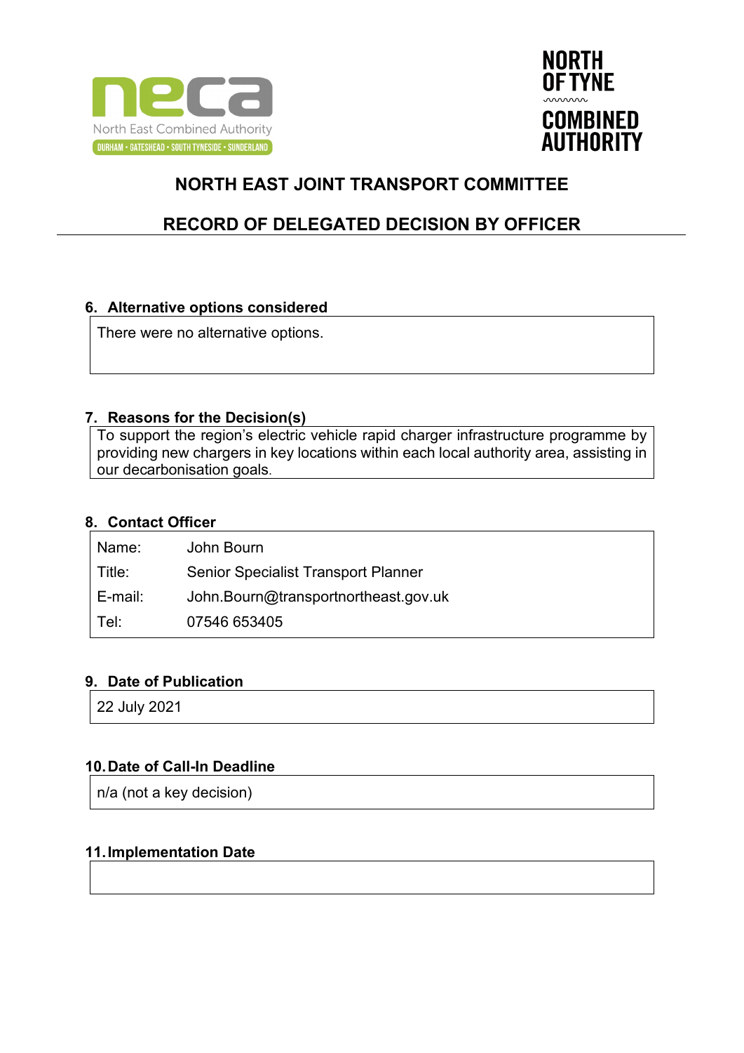NECA — North East Combined Authority — DURHAM • GATESHEAD • SOUTH TYNESIDE • SUNDERLAND

NORTH OF TYNE COMBINED AUTHORITY

# NORTH EAST JOINT TRANSPORT COMMITTEE

## RECORD OF DELEGATED DECISION BY OFFICER

### 6. Alternative options considered

There were no alternative options.

### 7. Reasons for the Decision(s)

To support the region's electric vehicle rapid charger infrastructure programme by providing new chargers in key locations within each local authority area, assisting in our decarbonisation goals.

### 8. Contact Officer

| | |
|---|---|
| Name: | John Bourn |
| Title: | Senior Specialist Transport Planner |
| E-mail: | John.Bourn@transportnortheast.gov.uk |
| Tel: | 07546 653405 |

### 9. Date of Publication

22 July 2021

### 10. Date of Call-In Deadline

n/a (not a key decision)

### 11. Implementation Date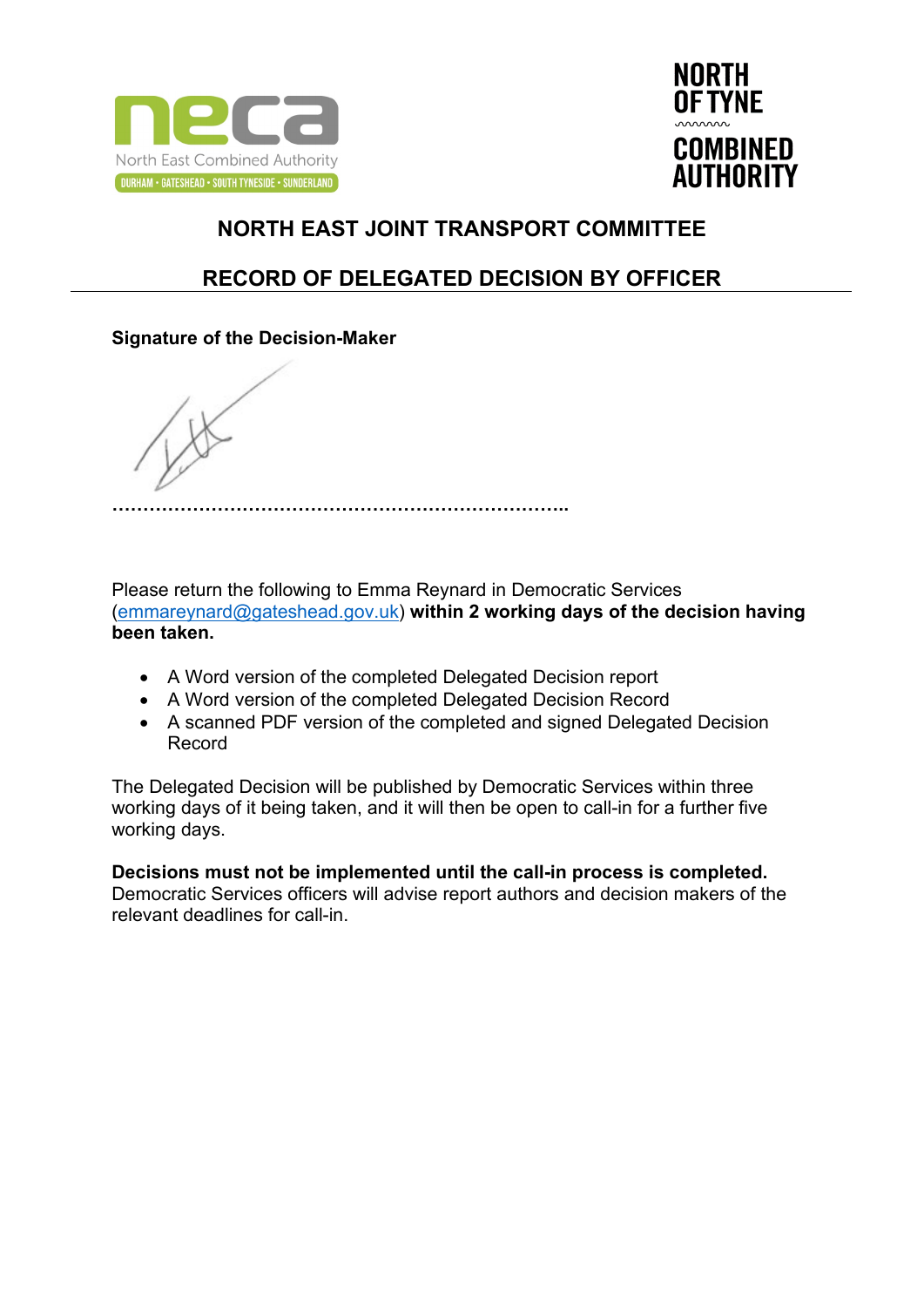# NORTH EAST JOINT TRANSPORT COMMITTEE

## RECORD OF DELEGATED DECISION BY OFFICER

**Signature of the Decision-Maker**

**……………………………………………………………………..**

Please return the following to Emma Reynard in Democratic Services (emmareynard@gateshead.gov.uk) **within 2 working days of the decision having been taken.**

- A Word version of the completed Delegated Decision report
- A Word version of the completed Delegated Decision Record
- A scanned PDF version of the completed and signed Delegated Decision Record

The Delegated Decision will be published by Democratic Services within three working days of it being taken, and it will then be open to call-in for a further five working days.

**Decisions must not be implemented until the call-in process is completed.** Democratic Services officers will advise report authors and decision makers of the relevant deadlines for call-in.